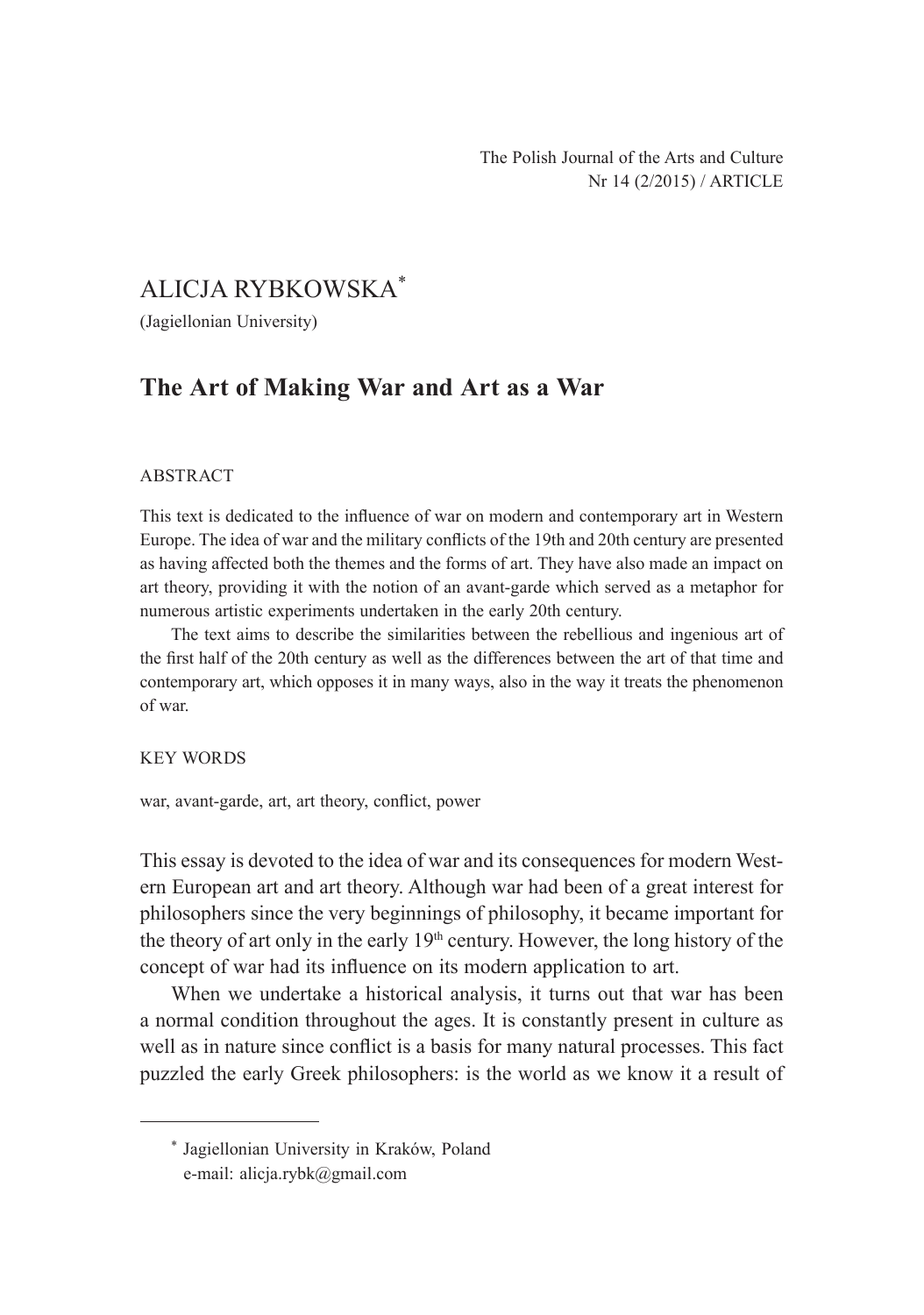The Polish Journal of the Arts and Culture
Nr 14 (2/2015) / ARTICLE

ALICJA RYBKOWSKA*

(Jagiellonian University)

# The Art of Making War and Art as a War

ABSTRACT

This text is dedicated to the influence of war on modern and contemporary art in Western Europe. The idea of war and the military conflicts of the 19th and 20th century are presented as having affected both the themes and the forms of art. They have also made an impact on art theory, providing it with the notion of an avant-garde which served as a metaphor for numerous artistic experiments undertaken in the early 20th century.

The text aims to describe the similarities between the rebellious and ingenious art of the first half of the 20th century as well as the differences between the art of that time and contemporary art, which opposes it in many ways, also in the way it treats the phenomenon of war.

KEY WORDS

war, avant-garde, art, art theory, conflict, power

This essay is devoted to the idea of war and its consequences for modern Western European art and art theory. Although war had been of a great interest for philosophers since the very beginnings of philosophy, it became important for the theory of art only in the early 19th century. However, the long history of the concept of war had its influence on its modern application to art.

When we undertake a historical analysis, it turns out that war has been a normal condition throughout the ages. It is constantly present in culture as well as in nature since conflict is a basis for many natural processes. This fact puzzled the early Greek philosophers: is the world as we know it a result of

* Jagiellonian University in Kraków, Poland
e-mail: alicja.rybk@gmail.com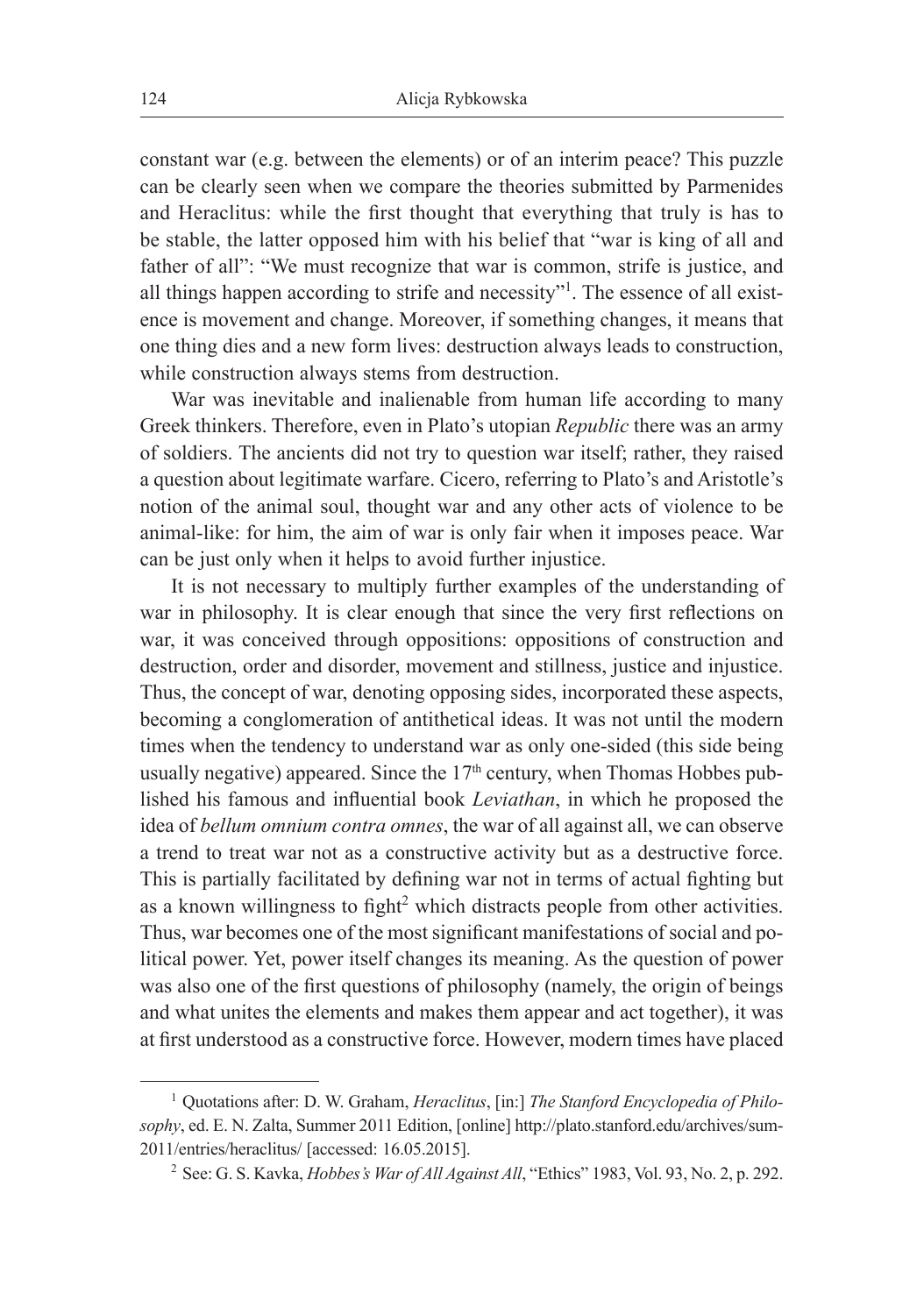constant war (e.g. between the elements) or of an interim peace? This puzzle can be clearly seen when we compare the theories submitted by Parmenides and Heraclitus: while the first thought that everything that truly is has to be stable, the latter opposed him with his belief that "war is king of all and father of all": "We must recognize that war is common, strife is justice, and all things happen according to strife and necessity"[1]. The essence of all existence is movement and change. Moreover, if something changes, it means that one thing dies and a new form lives: destruction always leads to construction, while construction always stems from destruction.

War was inevitable and inalienable from human life according to many Greek thinkers. Therefore, even in Plato's utopian *Republic* there was an army of soldiers. The ancients did not try to question war itself; rather, they raised a question about legitimate warfare. Cicero, referring to Plato's and Aristotle's notion of the animal soul, thought war and any other acts of violence to be animal-like: for him, the aim of war is only fair when it imposes peace. War can be just only when it helps to avoid further injustice.

It is not necessary to multiply further examples of the understanding of war in philosophy. It is clear enough that since the very first reflections on war, it was conceived through oppositions: oppositions of construction and destruction, order and disorder, movement and stillness, justice and injustice. Thus, the concept of war, denoting opposing sides, incorporated these aspects, becoming a conglomeration of antithetical ideas. It was not until the modern times when the tendency to understand war as only one-sided (this side being usually negative) appeared. Since the 17th century, when Thomas Hobbes published his famous and influential book *Leviathan*, in which he proposed the idea of *bellum omnium contra omnes*, the war of all against all, we can observe a trend to treat war not as a constructive activity but as a destructive force. This is partially facilitated by defining war not in terms of actual fighting but as a known willingness to fight[2] which distracts people from other activities. Thus, war becomes one of the most significant manifestations of social and political power. Yet, power itself changes its meaning. As the question of power was also one of the first questions of philosophy (namely, the origin of beings and what unites the elements and makes them appear and act together), it was at first understood as a constructive force. However, modern times have placed

---

[1] Quotations after: D. W. Graham, *Heraclitus*, [in:] *The Stanford Encyclopedia of Philosophy*, ed. E. N. Zalta, Summer 2011 Edition, [online] http://plato.stanford.edu/archives/sum2011/entries/heraclitus/ [accessed: 16.05.2015].

[2] See: G. S. Kavka, *Hobbes's War of All Against All*, "Ethics" 1983, Vol. 93, No. 2, p. 292.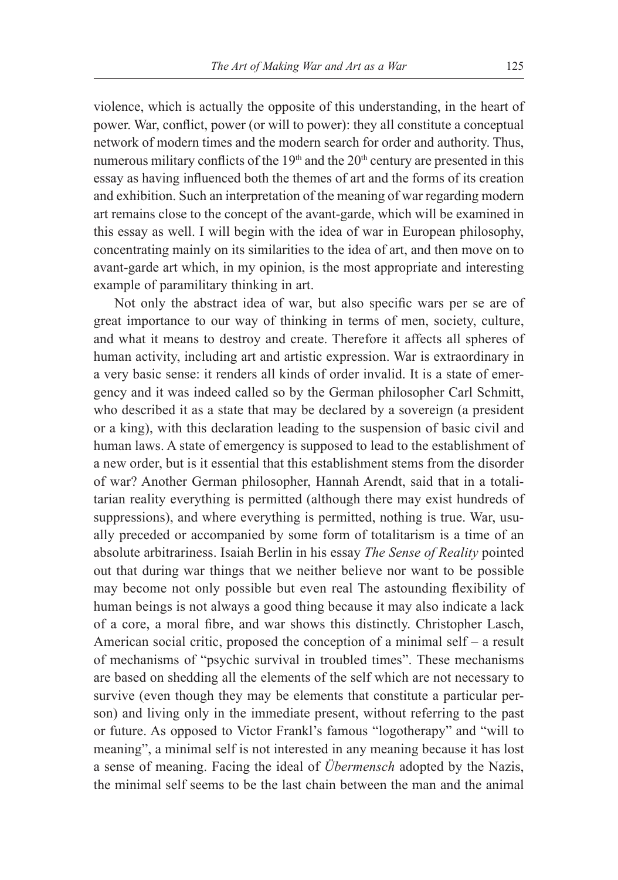violence, which is actually the opposite of this understanding, in the heart of power. War, conflict, power (or will to power): they all constitute a conceptual network of modern times and the modern search for order and authority. Thus, numerous military conflicts of the 19th and the 20th century are presented in this essay as having influenced both the themes of art and the forms of its creation and exhibition. Such an interpretation of the meaning of war regarding modern art remains close to the concept of the avant-garde, which will be examined in this essay as well. I will begin with the idea of war in European philosophy, concentrating mainly on its similarities to the idea of art, and then move on to avant-garde art which, in my opinion, is the most appropriate and interesting example of paramilitary thinking in art.

Not only the abstract idea of war, but also specific wars per se are of great importance to our way of thinking in terms of men, society, culture, and what it means to destroy and create. Therefore it affects all spheres of human activity, including art and artistic expression. War is extraordinary in a very basic sense: it renders all kinds of order invalid. It is a state of emergency and it was indeed called so by the German philosopher Carl Schmitt, who described it as a state that may be declared by a sovereign (a president or a king), with this declaration leading to the suspension of basic civil and human laws. A state of emergency is supposed to lead to the establishment of a new order, but is it essential that this establishment stems from the disorder of war? Another German philosopher, Hannah Arendt, said that in a totalitarian reality everything is permitted (although there may exist hundreds of suppressions), and where everything is permitted, nothing is true. War, usually preceded or accompanied by some form of totalitarism is a time of an absolute arbitrariness. Isaiah Berlin in his essay *The Sense of Reality* pointed out that during war things that we neither believe nor want to be possible may become not only possible but even real The astounding flexibility of human beings is not always a good thing because it may also indicate a lack of a core, a moral fibre, and war shows this distinctly. Christopher Lasch, American social critic, proposed the conception of a minimal self – a result of mechanisms of "psychic survival in troubled times". These mechanisms are based on shedding all the elements of the self which are not necessary to survive (even though they may be elements that constitute a particular person) and living only in the immediate present, without referring to the past or future. As opposed to Victor Frankl's famous "logotherapy" and "will to meaning", a minimal self is not interested in any meaning because it has lost a sense of meaning. Facing the ideal of *Übermensch* adopted by the Nazis, the minimal self seems to be the last chain between the man and the animal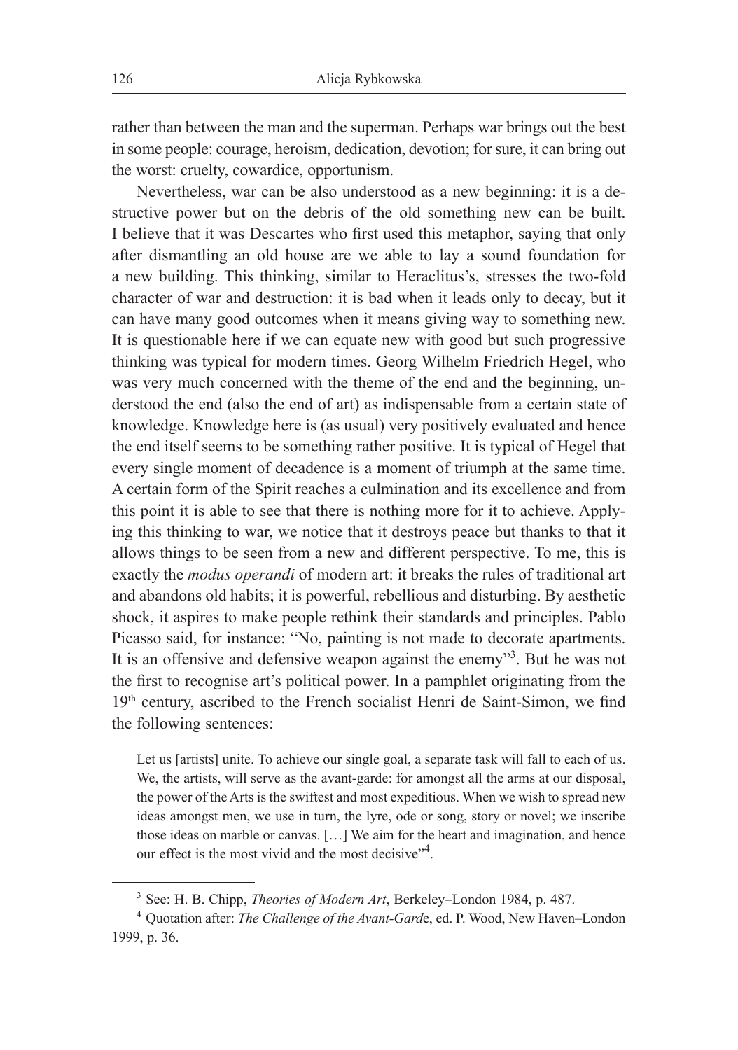rather than between the man and the superman. Perhaps war brings out the best in some people: courage, heroism, dedication, devotion; for sure, it can bring out the worst: cruelty, cowardice, opportunism.

Nevertheless, war can be also understood as a new beginning: it is a destructive power but on the debris of the old something new can be built. I believe that it was Descartes who first used this metaphor, saying that only after dismantling an old house are we able to lay a sound foundation for a new building. This thinking, similar to Heraclitus's, stresses the two-fold character of war and destruction: it is bad when it leads only to decay, but it can have many good outcomes when it means giving way to something new. It is questionable here if we can equate new with good but such progressive thinking was typical for modern times. Georg Wilhelm Friedrich Hegel, who was very much concerned with the theme of the end and the beginning, understood the end (also the end of art) as indispensable from a certain state of knowledge. Knowledge here is (as usual) very positively evaluated and hence the end itself seems to be something rather positive. It is typical of Hegel that every single moment of decadence is a moment of triumph at the same time. A certain form of the Spirit reaches a culmination and its excellence and from this point it is able to see that there is nothing more for it to achieve. Applying this thinking to war, we notice that it destroys peace but thanks to that it allows things to be seen from a new and different perspective. To me, this is exactly the *modus operandi* of modern art: it breaks the rules of traditional art and abandons old habits; it is powerful, rebellious and disturbing. By aesthetic shock, it aspires to make people rethink their standards and principles. Pablo Picasso said, for instance: "No, painting is not made to decorate apartments. It is an offensive and defensive weapon against the enemy"[3]. But he was not the first to recognise art's political power. In a pamphlet originating from the 19th century, ascribed to the French socialist Henri de Saint-Simon, we find the following sentences:

> Let us [artists] unite. To achieve our single goal, a separate task will fall to each of us. We, the artists, will serve as the avant-garde: for amongst all the arms at our disposal, the power of the Arts is the swiftest and most expeditious. When we wish to spread new ideas amongst men, we use in turn, the lyre, ode or song, story or novel; we inscribe those ideas on marble or canvas. […] We aim for the heart and imagination, and hence our effect is the most vivid and the most decisive"[4].

---

[3] See: H. B. Chipp, *Theories of Modern Art*, Berkeley–London 1984, p. 487.

[4] Quotation after: *The Challenge of the Avant-Gard*e, ed. P. Wood, New Haven–London 1999, p. 36.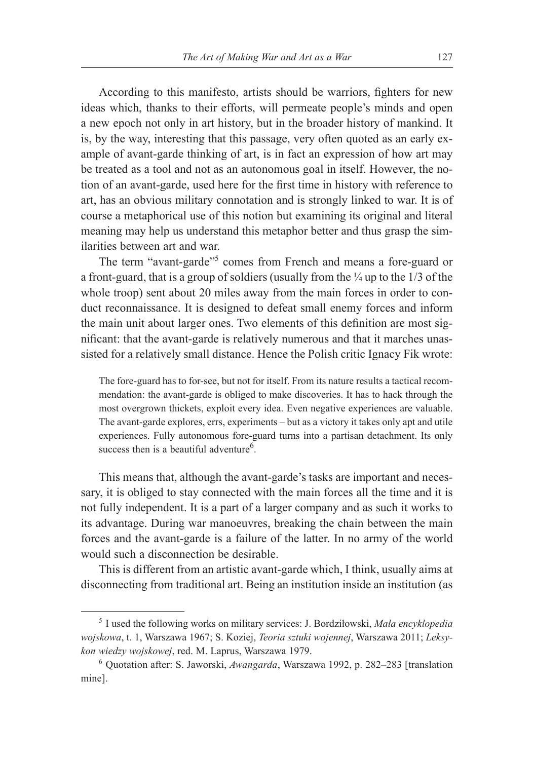According to this manifesto, artists should be warriors, fighters for new ideas which, thanks to their efforts, will permeate people's minds and open a new epoch not only in art history, but in the broader history of mankind. It is, by the way, interesting that this passage, very often quoted as an early example of avant-garde thinking of art, is in fact an expression of how art may be treated as a tool and not as an autonomous goal in itself. However, the notion of an avant-garde, used here for the first time in history with reference to art, has an obvious military connotation and is strongly linked to war. It is of course a metaphorical use of this notion but examining its original and literal meaning may help us understand this metaphor better and thus grasp the similarities between art and war.

The term "avant-garde"[5] comes from French and means a fore-guard or a front-guard, that is a group of soldiers (usually from the ¼ up to the 1/3 of the whole troop) sent about 20 miles away from the main forces in order to conduct reconnaissance. It is designed to defeat small enemy forces and inform the main unit about larger ones. Two elements of this definition are most significant: that the avant-garde is relatively numerous and that it marches unassisted for a relatively small distance. Hence the Polish critic Ignacy Fik wrote:

> The fore-guard has to for-see, but not for itself. From its nature results a tactical recommendation: the avant-garde is obliged to make discoveries. It has to hack through the most overgrown thickets, exploit every idea. Even negative experiences are valuable. The avant-garde explores, errs, experiments – but as a victory it takes only apt and utile experiences. Fully autonomous fore-guard turns into a partisan detachment. Its only success then is a beautiful adventure[6].

This means that, although the avant-garde's tasks are important and necessary, it is obliged to stay connected with the main forces all the time and it is not fully independent. It is a part of a larger company and as such it works to its advantage. During war manoeuvres, breaking the chain between the main forces and the avant-garde is a failure of the latter. In no army of the world would such a disconnection be desirable.

This is different from an artistic avant-garde which, I think, usually aims at disconnecting from traditional art. Being an institution inside an institution (as

---

[5] I used the following works on military services: J. Bordziłowski, *Mała encyklopedia wojskowa*, t. 1, Warszawa 1967; S. Koziej, *Teoria sztuki wojennej*, Warszawa 2011; *Leksykon wiedzy wojskowej*, red. M. Laprus, Warszawa 1979.

[6] Quotation after: S. Jaworski, *Awangarda*, Warszawa 1992, p. 282–283 [translation mine].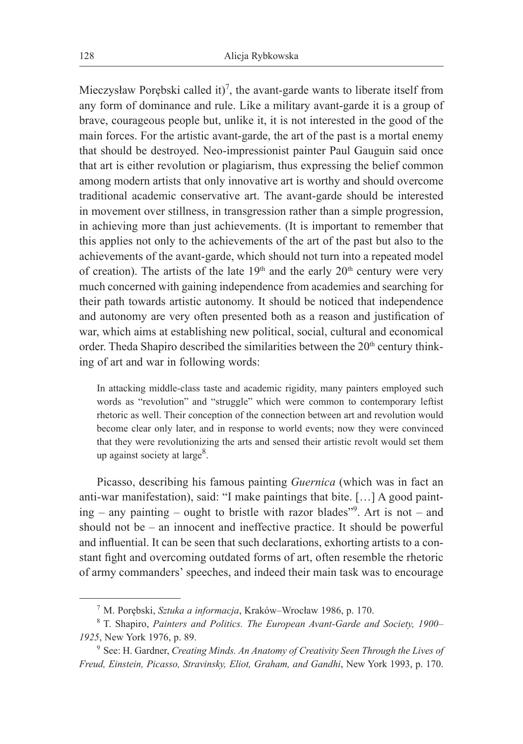Mieczysław Porębski called it)[7], the avant-garde wants to liberate itself from any form of dominance and rule. Like a military avant-garde it is a group of brave, courageous people but, unlike it, it is not interested in the good of the main forces. For the artistic avant-garde, the art of the past is a mortal enemy that should be destroyed. Neo-impressionist painter Paul Gauguin said once that art is either revolution or plagiarism, thus expressing the belief common among modern artists that only innovative art is worthy and should overcome traditional academic conservative art. The avant-garde should be interested in movement over stillness, in transgression rather than a simple progression, in achieving more than just achievements. (It is important to remember that this applies not only to the achievements of the art of the past but also to the achievements of the avant-garde, which should not turn into a repeated model of creation). The artists of the late 19th and the early 20th century were very much concerned with gaining independence from academies and searching for their path towards artistic autonomy. It should be noticed that independence and autonomy are very often presented both as a reason and justification of war, which aims at establishing new political, social, cultural and economical order. Theda Shapiro described the similarities between the 20th century thinking of art and war in following words:

> In attacking middle-class taste and academic rigidity, many painters employed such words as "revolution" and "struggle" which were common to contemporary leftist rhetoric as well. Their conception of the connection between art and revolution would become clear only later, and in response to world events; now they were convinced that they were revolutionizing the arts and sensed their artistic revolt would set them up against society at large[8].

Picasso, describing his famous painting *Guernica* (which was in fact an anti-war manifestation), said: "I make paintings that bite. […] A good painting – any painting – ought to bristle with razor blades"[9]. Art is not – and should not be – an innocent and ineffective practice. It should be powerful and influential. It can be seen that such declarations, exhorting artists to a constant fight and overcoming outdated forms of art, often resemble the rhetoric of army commanders' speeches, and indeed their main task was to encourage

---

[7] M. Porębski, *Sztuka a informacja*, Kraków–Wrocław 1986, p. 170.

[8] T. Shapiro, *Painters and Politics. The European Avant-Garde and Society, 1900–1925*, New York 1976, p. 89.

[9] See: H. Gardner, *Creating Minds. An Anatomy of Creativity Seen Through the Lives of Freud, Einstein, Picasso, Stravinsky, Eliot, Graham, and Gandhi*, New York 1993, p. 170.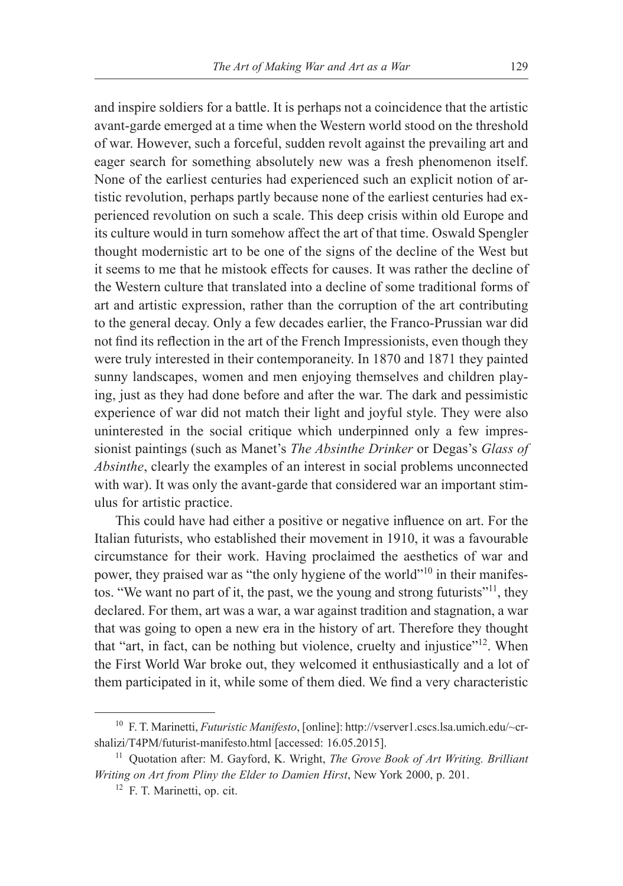and inspire soldiers for a battle. It is perhaps not a coincidence that the artistic avant-garde emerged at a time when the Western world stood on the threshold of war. However, such a forceful, sudden revolt against the prevailing art and eager search for something absolutely new was a fresh phenomenon itself. None of the earliest centuries had experienced such an explicit notion of artistic revolution, perhaps partly because none of the earliest centuries had experienced revolution on such a scale. This deep crisis within old Europe and its culture would in turn somehow affect the art of that time. Oswald Spengler thought modernistic art to be one of the signs of the decline of the West but it seems to me that he mistook effects for causes. It was rather the decline of the Western culture that translated into a decline of some traditional forms of art and artistic expression, rather than the corruption of the art contributing to the general decay. Only a few decades earlier, the Franco-Prussian war did not find its reflection in the art of the French Impressionists, even though they were truly interested in their contemporaneity. In 1870 and 1871 they painted sunny landscapes, women and men enjoying themselves and children playing, just as they had done before and after the war. The dark and pessimistic experience of war did not match their light and joyful style. They were also uninterested in the social critique which underpinned only a few impressionist paintings (such as Manet's *The Absinthe Drinker* or Degas's *Glass of Absinthe*, clearly the examples of an interest in social problems unconnected with war). It was only the avant-garde that considered war an important stimulus for artistic practice.

This could have had either a positive or negative influence on art. For the Italian futurists, who established their movement in 1910, it was a favourable circumstance for their work. Having proclaimed the aesthetics of war and power, they praised war as "the only hygiene of the world"[10] in their manifestos. "We want no part of it, the past, we the young and strong futurists"[11], they declared. For them, art was a war, a war against tradition and stagnation, a war that was going to open a new era in the history of art. Therefore they thought that "art, in fact, can be nothing but violence, cruelty and injustice"[12]. When the First World War broke out, they welcomed it enthusiastically and a lot of them participated in it, while some of them died. We find a very characteristic

---

[10] F. T. Marinetti, *Futuristic Manifesto*, [online]: http://vserver1.cscs.lsa.umich.edu/~crshalizi/T4PM/futurist-manifesto.html [accessed: 16.05.2015].

[11] Quotation after: M. Gayford, K. Wright, *The Grove Book of Art Writing. Brilliant Writing on Art from Pliny the Elder to Damien Hirst*, New York 2000, p. 201.

[12] F. T. Marinetti, op. cit.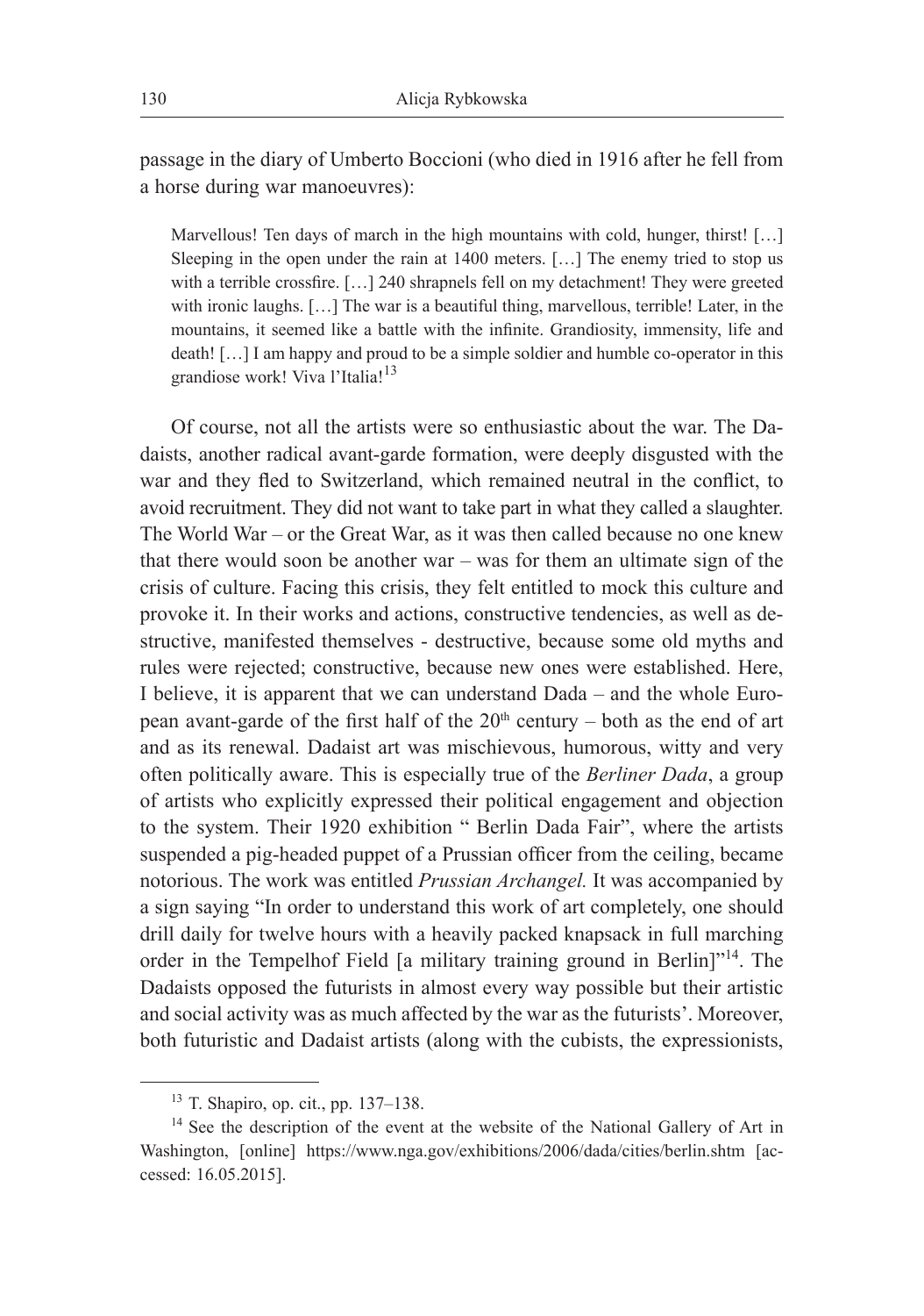passage in the diary of Umberto Boccioni (who died in 1916 after he fell from a horse during war manoeuvres):

> Marvellous! Ten days of march in the high mountains with cold, hunger, thirst! […] Sleeping in the open under the rain at 1400 meters. […] The enemy tried to stop us with a terrible crossfire. […] 240 shrapnels fell on my detachment! They were greeted with ironic laughs. […] The war is a beautiful thing, marvellous, terrible! Later, in the mountains, it seemed like a battle with the infinite. Grandiosity, immensity, life and death! […] I am happy and proud to be a simple soldier and humble co-operator in this grandiose work! Viva l'Italia![13]

Of course, not all the artists were so enthusiastic about the war. The Dadaists, another radical avant-garde formation, were deeply disgusted with the war and they fled to Switzerland, which remained neutral in the conflict, to avoid recruitment. They did not want to take part in what they called a slaughter. The World War – or the Great War, as it was then called because no one knew that there would soon be another war – was for them an ultimate sign of the crisis of culture. Facing this crisis, they felt entitled to mock this culture and provoke it. In their works and actions, constructive tendencies, as well as destructive, manifested themselves - destructive, because some old myths and rules were rejected; constructive, because new ones were established. Here, I believe, it is apparent that we can understand Dada – and the whole European avant-garde of the first half of the 20th century – both as the end of art and as its renewal. Dadaist art was mischievous, humorous, witty and very often politically aware. This is especially true of the *Berliner Dada*, a group of artists who explicitly expressed their political engagement and objection to the system. Their 1920 exhibition " Berlin Dada Fair", where the artists suspended a pig-headed puppet of a Prussian officer from the ceiling, became notorious. The work was entitled *Prussian Archangel.* It was accompanied by a sign saying "In order to understand this work of art completely, one should drill daily for twelve hours with a heavily packed knapsack in full marching order in the Tempelhof Field [a military training ground in Berlin]"[14]. The Dadaists opposed the futurists in almost every way possible but their artistic and social activity was as much affected by the war as the futurists'. Moreover, both futuristic and Dadaist artists (along with the cubists, the expressionists,

---

[13] T. Shapiro, op. cit., pp. 137–138.

[14] See the description of the event at the website of the National Gallery of Art in Washington, [online] https://www.nga.gov/exhibitions/2006/dada/cities/berlin.shtm [accessed: 16.05.2015].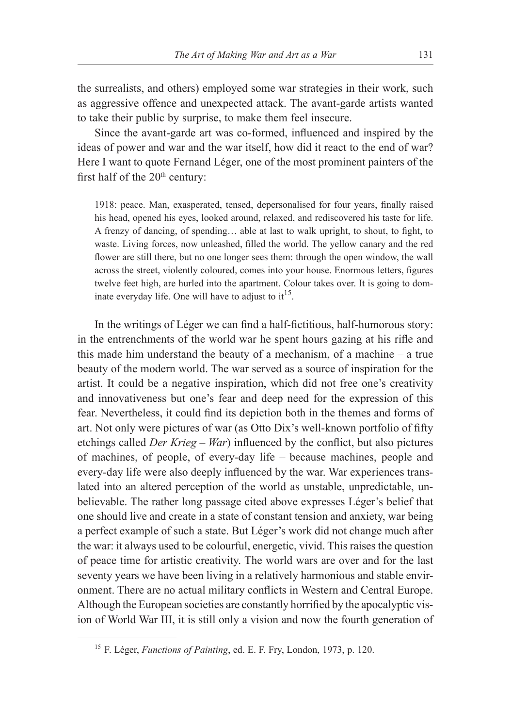the surrealists, and others) employed some war strategies in their work, such as aggressive offence and unexpected attack. The avant-garde artists wanted to take their public by surprise, to make them feel insecure.

Since the avant-garde art was co-formed, influenced and inspired by the ideas of power and war and the war itself, how did it react to the end of war? Here I want to quote Fernand Léger, one of the most prominent painters of the first half of the 20th century:

> 1918: peace. Man, exasperated, tensed, depersonalised for four years, finally raised his head, opened his eyes, looked around, relaxed, and rediscovered his taste for life. A frenzy of dancing, of spending… able at last to walk upright, to shout, to fight, to waste. Living forces, now unleashed, filled the world. The yellow canary and the red flower are still there, but no one longer sees them: through the open window, the wall across the street, violently coloured, comes into your house. Enormous letters, figures twelve feet high, are hurled into the apartment. Colour takes over. It is going to dominate everyday life. One will have to adjust to it[15].

In the writings of Léger we can find a half-fictitious, half-humorous story: in the entrenchments of the world war he spent hours gazing at his rifle and this made him understand the beauty of a mechanism, of a machine – a true beauty of the modern world. The war served as a source of inspiration for the artist. It could be a negative inspiration, which did not free one's creativity and innovativeness but one's fear and deep need for the expression of this fear. Nevertheless, it could find its depiction both in the themes and forms of art. Not only were pictures of war (as Otto Dix's well-known portfolio of fifty etchings called *Der Krieg – War*) influenced by the conflict, but also pictures of machines, of people, of every-day life – because machines, people and every-day life were also deeply influenced by the war. War experiences translated into an altered perception of the world as unstable, unpredictable, unbelievable. The rather long passage cited above expresses Léger's belief that one should live and create in a state of constant tension and anxiety, war being a perfect example of such a state. But Léger's work did not change much after the war: it always used to be colourful, energetic, vivid. This raises the question of peace time for artistic creativity. The world wars are over and for the last seventy years we have been living in a relatively harmonious and stable environment. There are no actual military conflicts in Western and Central Europe. Although the European societies are constantly horrified by the apocalyptic vision of World War III, it is still only a vision and now the fourth generation of

[15] F. Léger, *Functions of Painting*, ed. E. F. Fry, London, 1973, p. 120.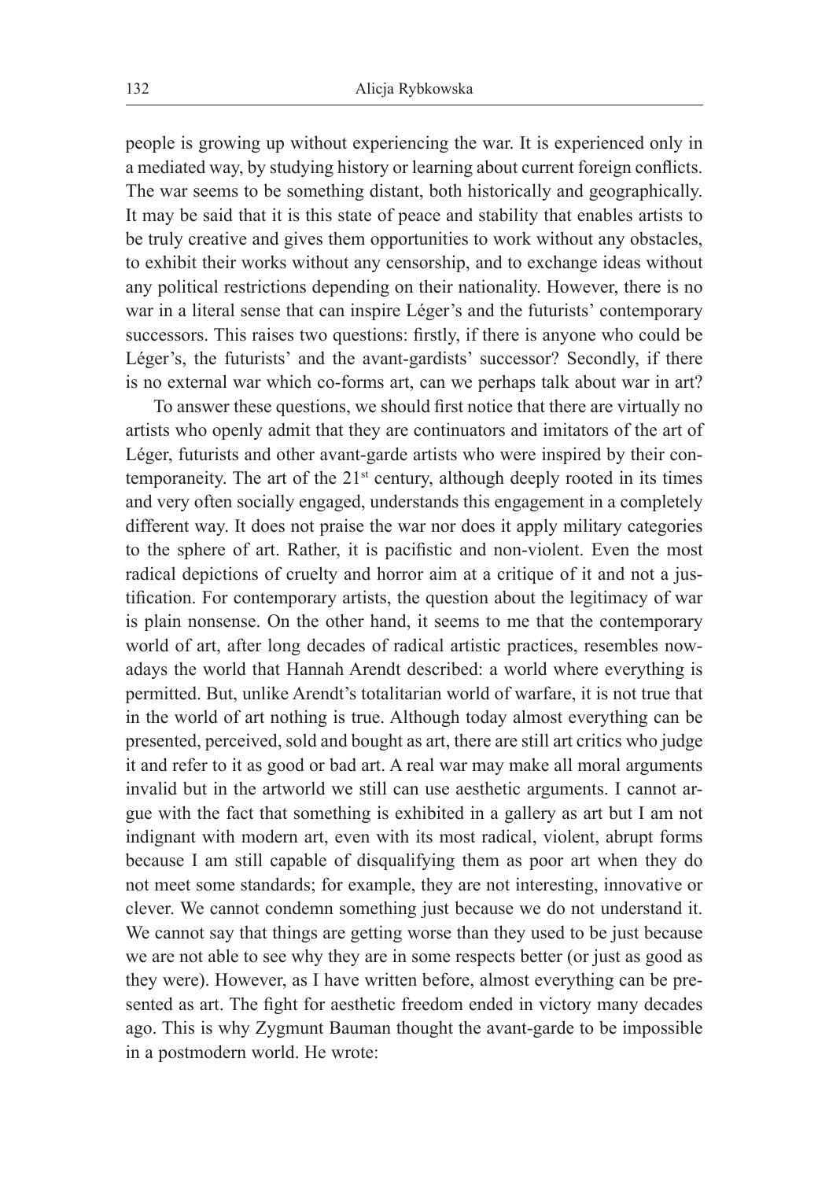people is growing up without experiencing the war. It is experienced only in a mediated way, by studying history or learning about current foreign conflicts. The war seems to be something distant, both historically and geographically. It may be said that it is this state of peace and stability that enables artists to be truly creative and gives them opportunities to work without any obstacles, to exhibit their works without any censorship, and to exchange ideas without any political restrictions depending on their nationality. However, there is no war in a literal sense that can inspire Léger's and the futurists' contemporary successors. This raises two questions: firstly, if there is anyone who could be Léger's, the futurists' and the avant-gardists' successor? Secondly, if there is no external war which co-forms art, can we perhaps talk about war in art?

To answer these questions, we should first notice that there are virtually no artists who openly admit that they are continuators and imitators of the art of Léger, futurists and other avant-garde artists who were inspired by their contemporaneity. The art of the 21st century, although deeply rooted in its times and very often socially engaged, understands this engagement in a completely different way. It does not praise the war nor does it apply military categories to the sphere of art. Rather, it is pacifistic and non-violent. Even the most radical depictions of cruelty and horror aim at a critique of it and not a justification. For contemporary artists, the question about the legitimacy of war is plain nonsense. On the other hand, it seems to me that the contemporary world of art, after long decades of radical artistic practices, resembles nowadays the world that Hannah Arendt described: a world where everything is permitted. But, unlike Arendt's totalitarian world of warfare, it is not true that in the world of art nothing is true. Although today almost everything can be presented, perceived, sold and bought as art, there are still art critics who judge it and refer to it as good or bad art. A real war may make all moral arguments invalid but in the artworld we still can use aesthetic arguments. I cannot argue with the fact that something is exhibited in a gallery as art but I am not indignant with modern art, even with its most radical, violent, abrupt forms because I am still capable of disqualifying them as poor art when they do not meet some standards; for example, they are not interesting, innovative or clever. We cannot condemn something just because we do not understand it. We cannot say that things are getting worse than they used to be just because we are not able to see why they are in some respects better (or just as good as they were). However, as I have written before, almost everything can be presented as art. The fight for aesthetic freedom ended in victory many decades ago. This is why Zygmunt Bauman thought the avant-garde to be impossible in a postmodern world. He wrote: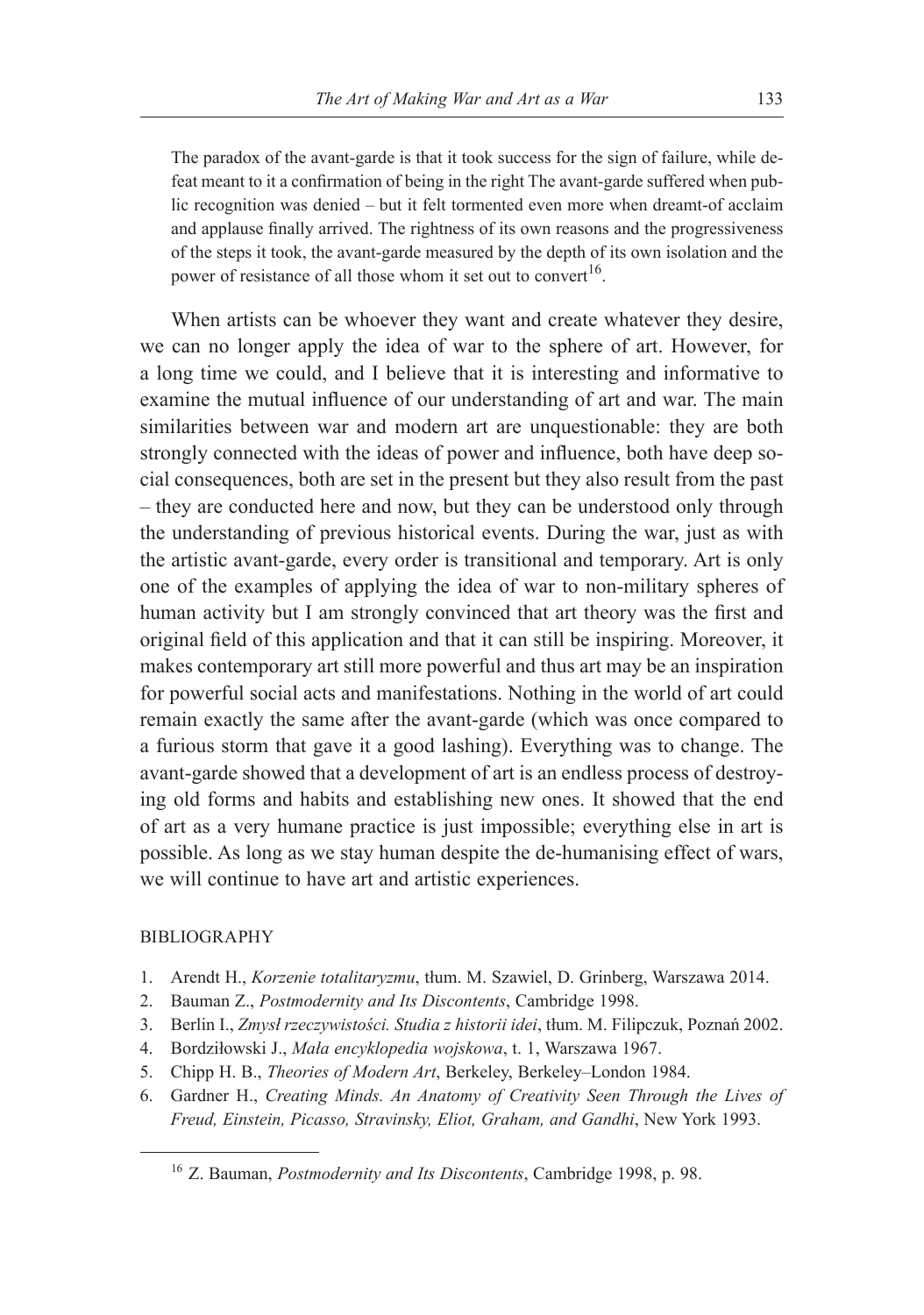> The paradox of the avant-garde is that it took success for the sign of failure, while defeat meant to it a confirmation of being in the right The avant-garde suffered when public recognition was denied – but it felt tormented even more when dreamt-of acclaim and applause finally arrived. The rightness of its own reasons and the progressiveness of the steps it took, the avant-garde measured by the depth of its own isolation and the power of resistance of all those whom it set out to convert[16].

When artists can be whoever they want and create whatever they desire, we can no longer apply the idea of war to the sphere of art. However, for a long time we could, and I believe that it is interesting and informative to examine the mutual influence of our understanding of art and war. The main similarities between war and modern art are unquestionable: they are both strongly connected with the ideas of power and influence, both have deep social consequences, both are set in the present but they also result from the past – they are conducted here and now, but they can be understood only through the understanding of previous historical events. During the war, just as with the artistic avant-garde, every order is transitional and temporary. Art is only one of the examples of applying the idea of war to non-military spheres of human activity but I am strongly convinced that art theory was the first and original field of this application and that it can still be inspiring. Moreover, it makes contemporary art still more powerful and thus art may be an inspiration for powerful social acts and manifestations. Nothing in the world of art could remain exactly the same after the avant-garde (which was once compared to a furious storm that gave it a good lashing). Everything was to change. The avant-garde showed that a development of art is an endless process of destroying old forms and habits and establishing new ones. It showed that the end of art as a very humane practice is just impossible; everything else in art is possible. As long as we stay human despite the de-humanising effect of wars, we will continue to have art and artistic experiences.

## BIBLIOGRAPHY

1. Arendt H., *Korzenie totalitaryzmu*, tłum. M. Szawiel, D. Grinberg, Warszawa 2014.
2. Bauman Z., *Postmodernity and Its Discontents*, Cambridge 1998.
3. Berlin I., *Zmysł rzeczywistości. Studia z historii idei*, tłum. M. Filipczuk, Poznań 2002.
4. Bordziłowski J., *Mała encyklopedia wojskowa*, t. 1, Warszawa 1967.
5. Chipp H. B., *Theories of Modern Art*, Berkeley, Berkeley–London 1984.
6. Gardner H., *Creating Minds. An Anatomy of Creativity Seen Through the Lives of Freud, Einstein, Picasso, Stravinsky, Eliot, Graham, and Gandhi*, New York 1993.

---

[16] Z. Bauman, *Postmodernity and Its Discontents*, Cambridge 1998, p. 98.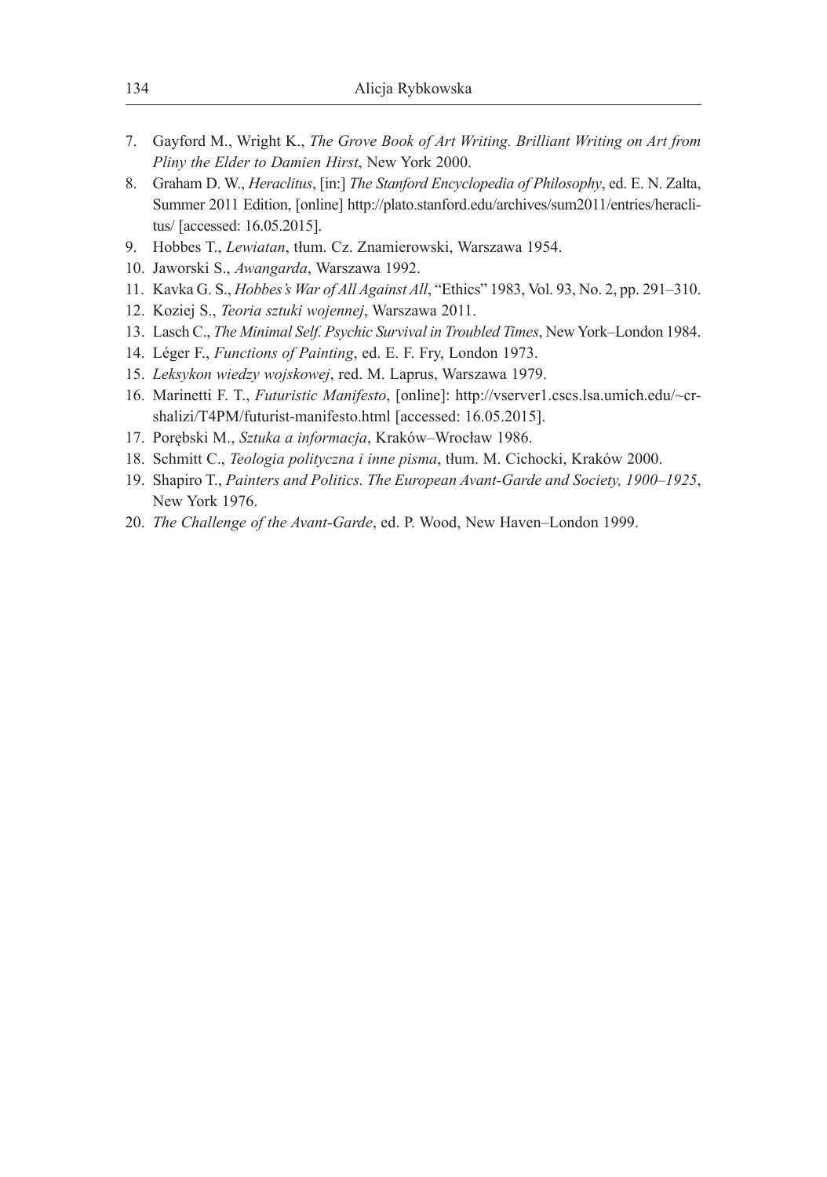7. Gayford M., Wright K., *The Grove Book of Art Writing. Brilliant Writing on Art from Pliny the Elder to Damien Hirst*, New York 2000.
8. Graham D. W., *Heraclitus*, [in:] *The Stanford Encyclopedia of Philosophy*, ed. E. N. Zalta, Summer 2011 Edition, [online] http://plato.stanford.edu/archives/sum2011/entries/heraclitus/ [accessed: 16.05.2015].
9. Hobbes T., *Lewiatan*, tłum. Cz. Znamierowski, Warszawa 1954.
10. Jaworski S., *Awangarda*, Warszawa 1992.
11. Kavka G. S., *Hobbes's War of All Against All*, "Ethics" 1983, Vol. 93, No. 2, pp. 291–310.
12. Koziej S., *Teoria sztuki wojennej*, Warszawa 2011.
13. Lasch C., *The Minimal Self. Psychic Survival in Troubled Times*, New York–London 1984.
14. Léger F., *Functions of Painting*, ed. E. F. Fry, London 1973.
15. *Leksykon wiedzy wojskowej*, red. M. Laprus, Warszawa 1979.
16. Marinetti F. T., *Futuristic Manifesto*, [online]: http://vserver1.cscs.lsa.umich.edu/~crshalizi/T4PM/futurist-manifesto.html [accessed: 16.05.2015].
17. Porębski M., *Sztuka a informacja*, Kraków–Wrocław 1986.
18. Schmitt C., *Teologia polityczna i inne pisma*, tłum. M. Cichocki, Kraków 2000.
19. Shapiro T., *Painters and Politics. The European Avant-Garde and Society, 1900–1925*, New York 1976.
20. *The Challenge of the Avant-Garde*, ed. P. Wood, New Haven–London 1999.